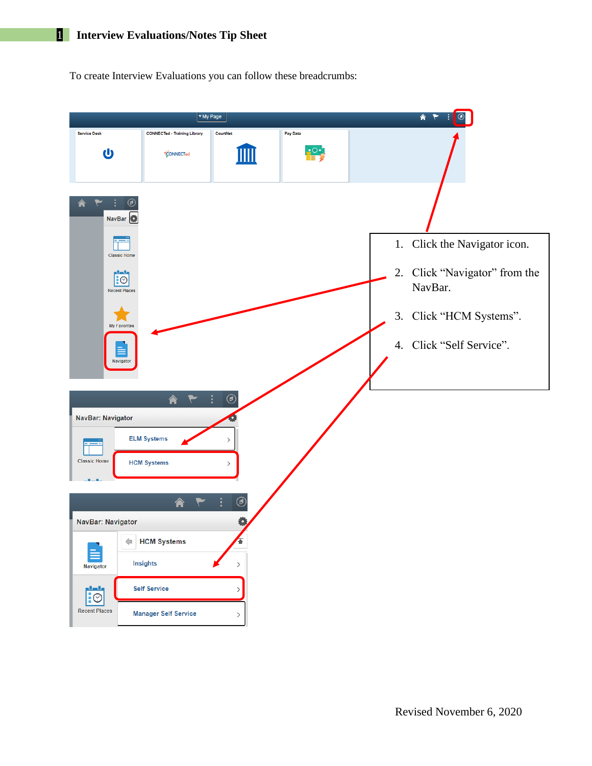# 1 Interview Evaluations/Notes Tip Sheet

To create Interview Evaluations you can follow these breadcrumbs:

1. Click the Navigator icon.
2. Click "Navigator" from the NavBar.
3. Click "HCM Systems".
4. Click "Self Service".

Revised November 6, 2020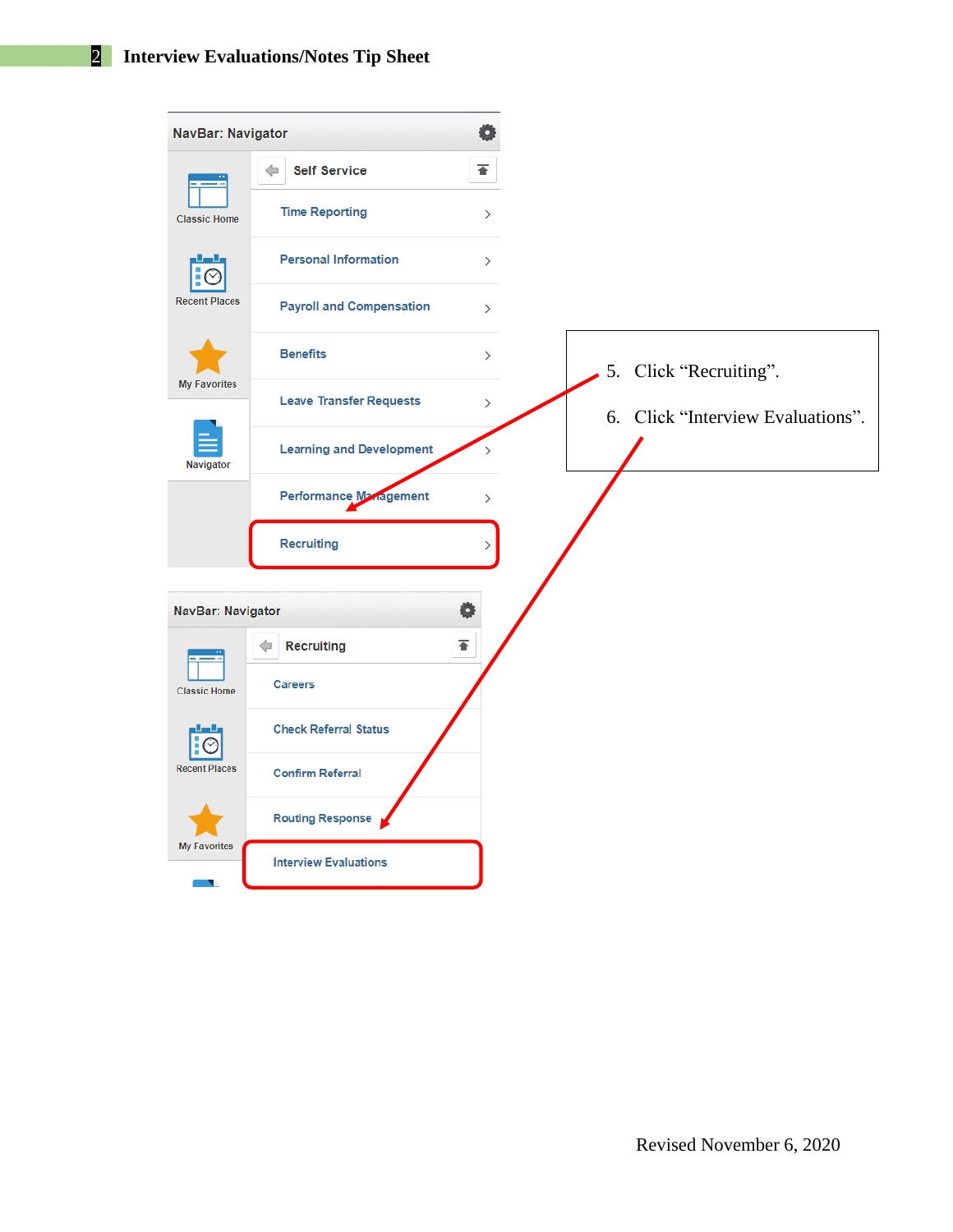# Interview Evaluations/Notes Tip Sheet

**NavBar: Navigator**

- Classic Home
- Recent Places
- My Favorites
- Navigator

**Self Service**

- Time Reporting
- Personal Information
- Payroll and Compensation
- Benefits
- Leave Transfer Requests
- Learning and Development
- Performance Management
- Recruiting

5. Click "Recruiting".

6. Click "Interview Evaluations".

**NavBar: Navigator**

- Classic Home
- Recent Places
- My Favorites

**Recruiting**

- Careers
- Check Referral Status
- Confirm Referral
- Routing Response
- Interview Evaluations

Revised November 6, 2020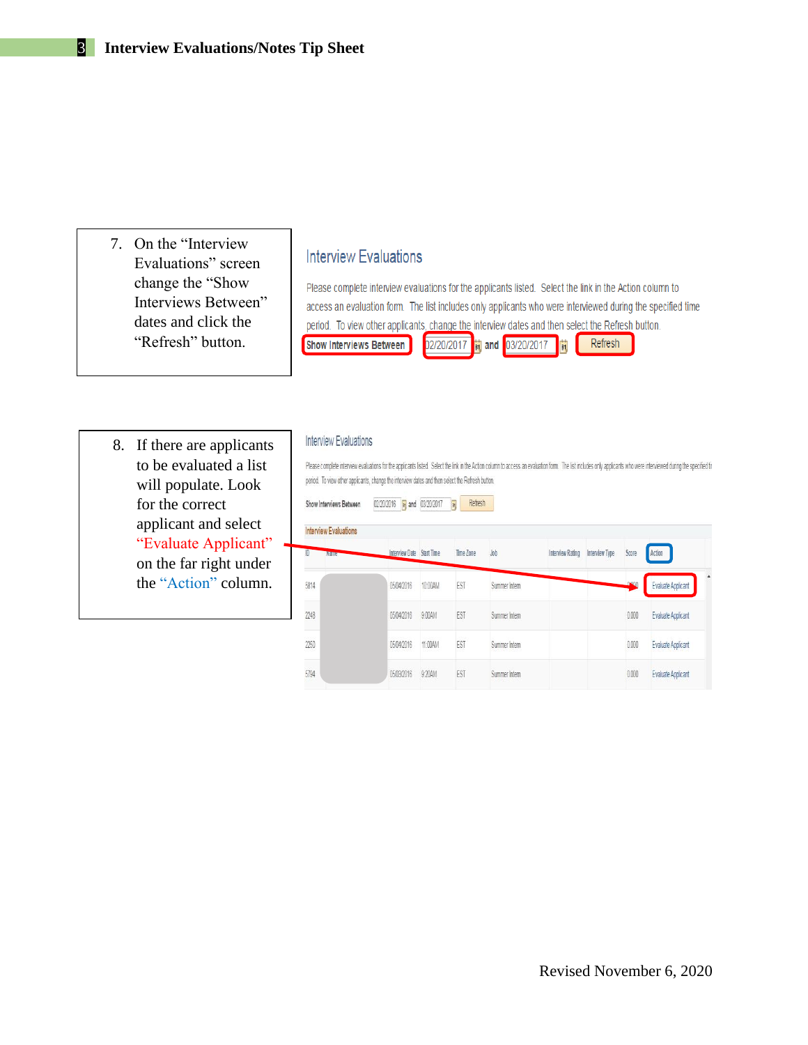7. On the "Interview Evaluations" screen change the "Show Interviews Between" dates and click the "Refresh" button.

Interview Evaluations

Please complete interview evaluations for the applicants listed. Select the link in the Action column to access an evaluation form. The list includes only applicants who were interviewed during the specified time period. To view other applicants, change the interview dates and then select the Refresh button.

Show Interviews Between 02/20/2017 and 03/20/2017 Refresh

8. If there are applicants to be evaluated a list will populate. Look for the correct applicant and select "Evaluate Applicant" on the far right under the "Action" column.

Interview Evaluations

Please complete interview evaluations for the applicants listed. Select the link in the Action column to access an evaluation form. The list includes only applicants who were interviewed during the specified ti period. To view other applicants, change the interview dates and then select the Refresh button.

Show Interviews Between 02/20/2016 and 03/20/2017 Refresh

Interview Evaluations

| ID | Name | Interview Date | Start Time | Time Zone | Job | Interview Rating | Interview Type | Score | Action |
|---|---|---|---|---|---|---|---|---|---|
| 5814 | | 05/04/2016 | 10:00AM | EST | Summer Intern | | | 0.000 | Evaluate Applicant |
| 2248 | | 05/04/2016 | 9:00AM | EST | Summer Intern | | | 0.000 | Evaluate Applicant |
| 2250 | | 05/04/2016 | 11:00AM | EST | Summer Intern | | | 0.000 | Evaluate Applicant |
| 5794 | | 05/03/2016 | 9:20AM | EST | Summer Intern | | | 0.000 | Evaluate Applicant |

Revised November 6, 2020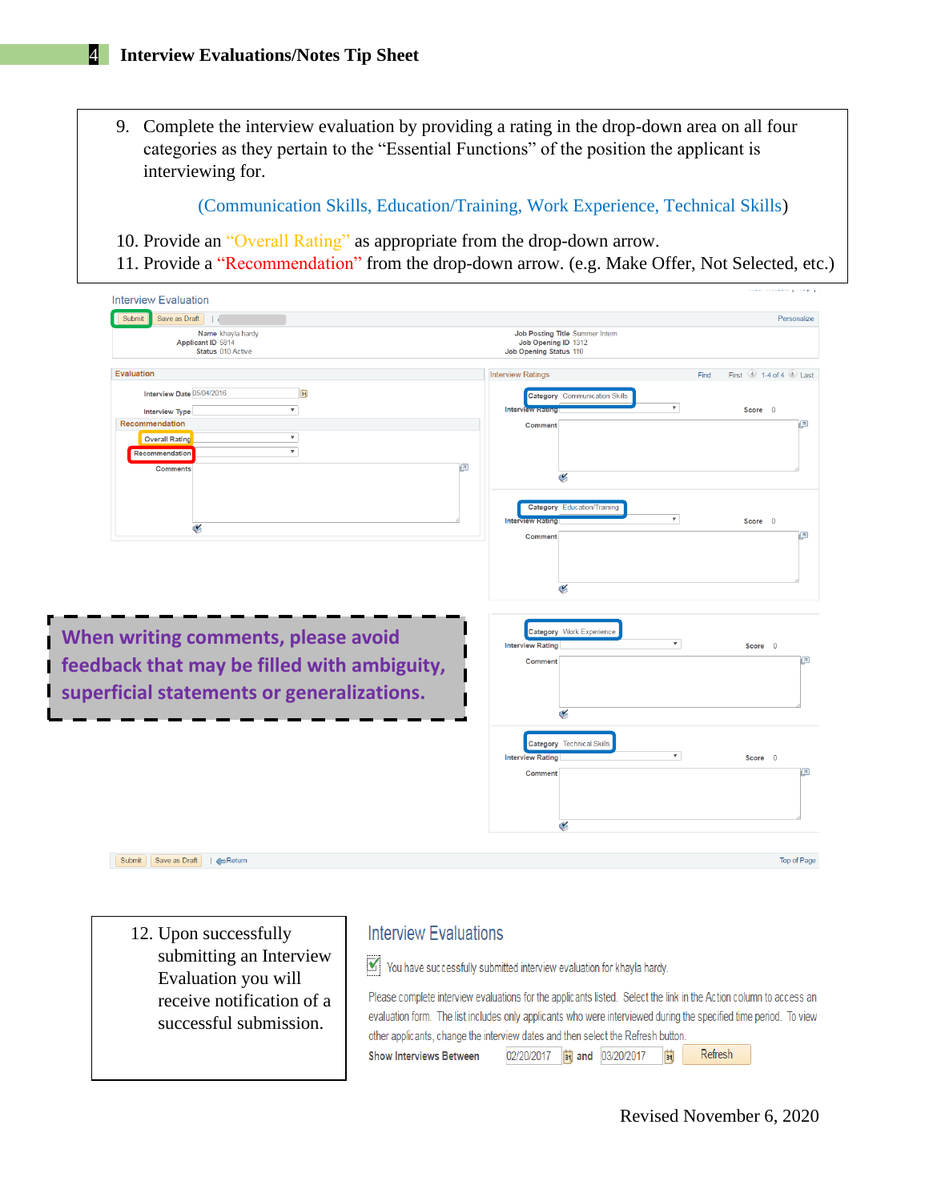# Interview Evaluations/Notes Tip Sheet

9. Complete the interview evaluation by providing a rating in the drop-down area on all four categories as they pertain to the "Essential Functions" of the position the applicant is interviewing for.

   (Communication Skills, Education/Training, Work Experience, Technical Skills)

10. Provide an "Overall Rating" as appropriate from the drop-down arrow.
11. Provide a "Recommendation" from the drop-down arrow. (e.g. Make Offer, Not Selected, etc.)

Interview Evaluation

Submit | Save as Draft | Personalize

Name khayla hardy
Applicant ID 5814
Status 010 Active

Job Posting Title Summer Intern
Job Opening ID 1312
Job Opening Status 110

Evaluation

Interview Date 05/04/2016
Interview Type

Recommendation

Overall Rating
Recommendation
Comments

Interview Ratings — Find | First 1-4 of 4 Last

Category Communication Skills
Interview Rating — Score 0
Comment

Category Education/Training
Interview Rating — Score 0
Comment

Category Work Experience
Interview Rating — Score 0
Comment

Category Technical Skills
Interview Rating — Score 0
Comment

Submit | Save as Draft | Return | Top of Page

**When writing comments, please avoid feedback that may be filled with ambiguity, superficial statements or generalizations.**

12. Upon successfully submitting an Interview Evaluation you will receive notification of a successful submission.

Interview Evaluations

You have successfully submitted interview evaluation for khayla hardy.

Please complete interview evaluations for the applicants listed. Select the link in the Action column to access an evaluation form. The list includes only applicants who were interviewed during the specified time period. To view other applicants, change the interview dates and then select the Refresh button.

Show Interviews Between 02/20/2017 and 03/20/2017 Refresh

Revised November 6, 2020